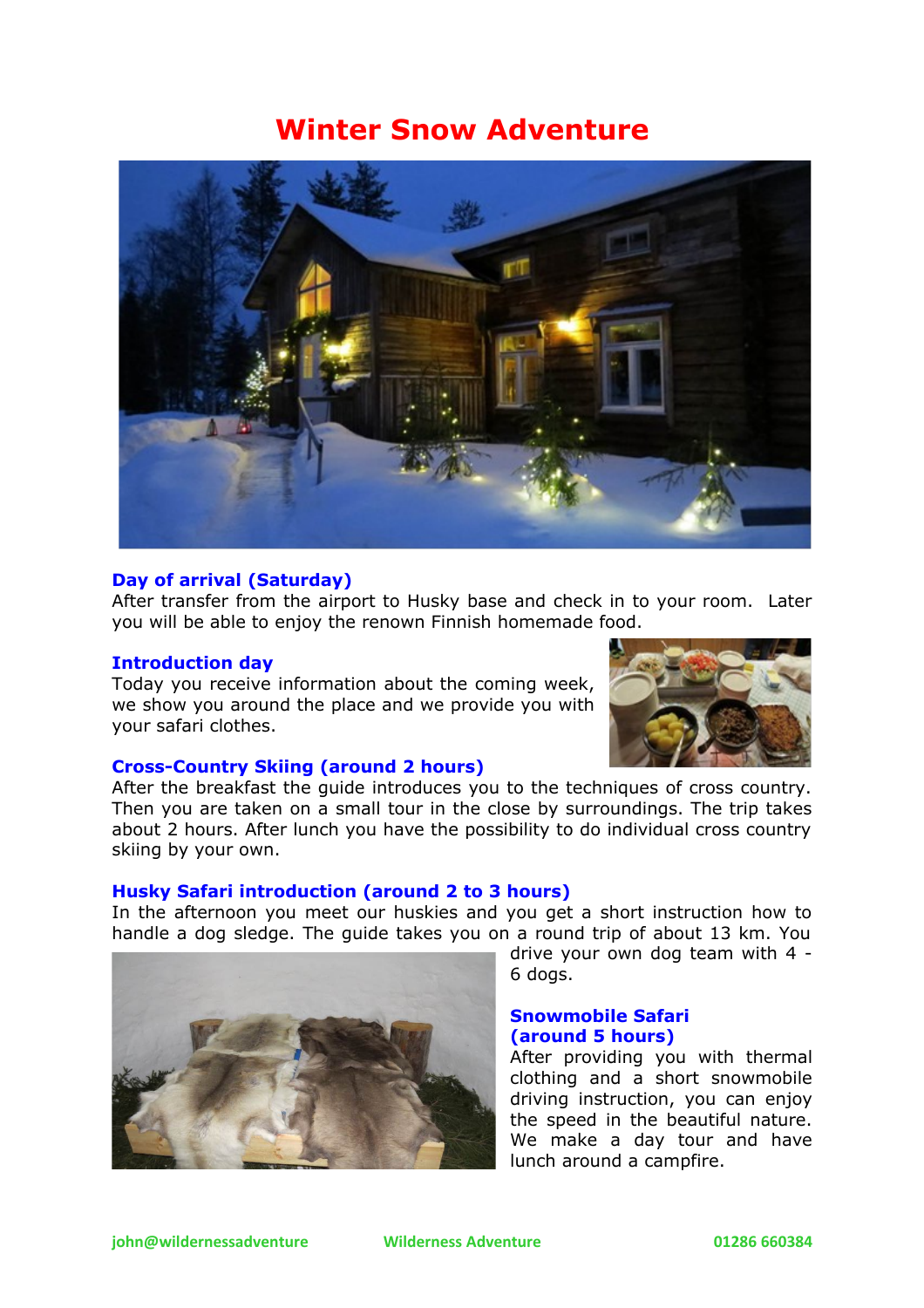# Winter Snow Adventure

### Day of arrival (Saturday)

After transfer from the airport to Husky base and check in to your room. Later you will be able to enjoy the renown Finnish homemade food.

### Introduction day

Today you receive information about the coming week, we show you around the place and we provide you with your safari clothes.

### Cross-Country Skiing (around 2 hours)

After the breakfast the guide introduces you to the techniques of cross country. Then you are taken on a small tour in the close by surroundings. The trip takes about 2 hours. After lunch you have the possibility to do individual cross country skiing by your own.

### Husky Safari introduction (around 2 to 3 hours)

In the afternoon you meet our huskies and you get a short instruction how to handle a dog sledge. The guide takes you on a round trip of about 13 km. You drive your own dog team with 4 - 6 dogs.

### Snowmobile Safari (around 5 hours)

After providing you with thermal clothing and a short snowmobile driving instruction, you can enjoy the speed in the beautiful nature. We make a day tour and have lunch around a campfire.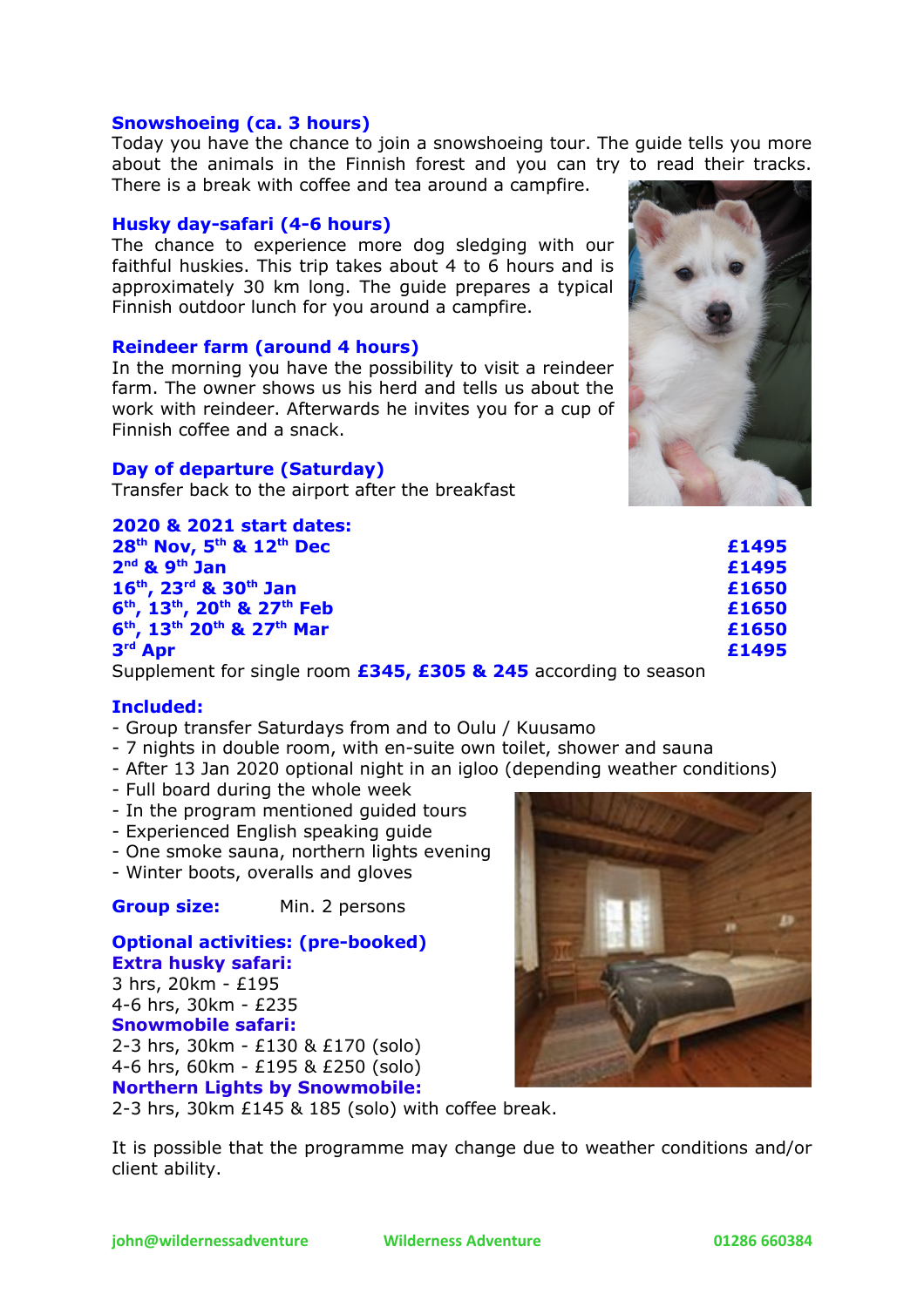### Snowshoeing (ca. 3 hours)

Today you have the chance to join a snowshoeing tour. The guide tells you more about the animals in the Finnish forest and you can try to read their tracks. There is a break with coffee and tea around a campfire.

### Husky day-safari (4-6 hours)

The chance to experience more dog sledging with our faithful huskies. This trip takes about 4 to 6 hours and is approximately 30 km long. The guide prepares a typical Finnish outdoor lunch for you around a campfire.

### Reindeer farm (around 4 hours)

In the morning you have the possibility to visit a reindeer farm. The owner shows us his herd and tells us about the work with reindeer. Afterwards he invites you for a cup of Finnish coffee and a snack.

### Day of departure (Saturday)

Transfer back to the airport after the breakfast

### 2020 & 2021 start dates:

| | |
|---|---|
| **28th Nov, 5th & 12th Dec** | **£1495** |
| **2nd & 9th Jan** | **£1495** |
| **16th, 23rd & 30th Jan** | **£1650** |
| **6th, 13th, 20th & 27th Feb** | **£1650** |
| **6th, 13th 20th & 27th Mar** | **£1650** |
| **3rd Apr** | **£1495** |

Supplement for single room **£345, £305 & 245** according to season

### Included:

- Group transfer Saturdays from and to Oulu / Kuusamo
- 7 nights in double room, with en-suite own toilet, shower and sauna
- After 13 Jan 2020 optional night in an igloo (depending weather conditions)
- Full board during the whole week
- In the program mentioned guided tours
- Experienced English speaking guide
- One smoke sauna, northern lights evening
- Winter boots, overalls and gloves

**Group size:** Min. 2 persons

### Optional activities: (pre-booked)

**Extra husky safari:**
3 hrs, 20km - £195
4-6 hrs, 30km - £235

**Snowmobile safari:**
2-3 hrs, 30km - £130 & £170 (solo)
4-6 hrs, 60km - £195 & £250 (solo)

**Northern Lights by Snowmobile:**
2-3 hrs, 30km £145 & 185 (solo) with coffee break.

It is possible that the programme may change due to weather conditions and/or client ability.

john@wildernessadventure Wilderness Adventure 01286 660384